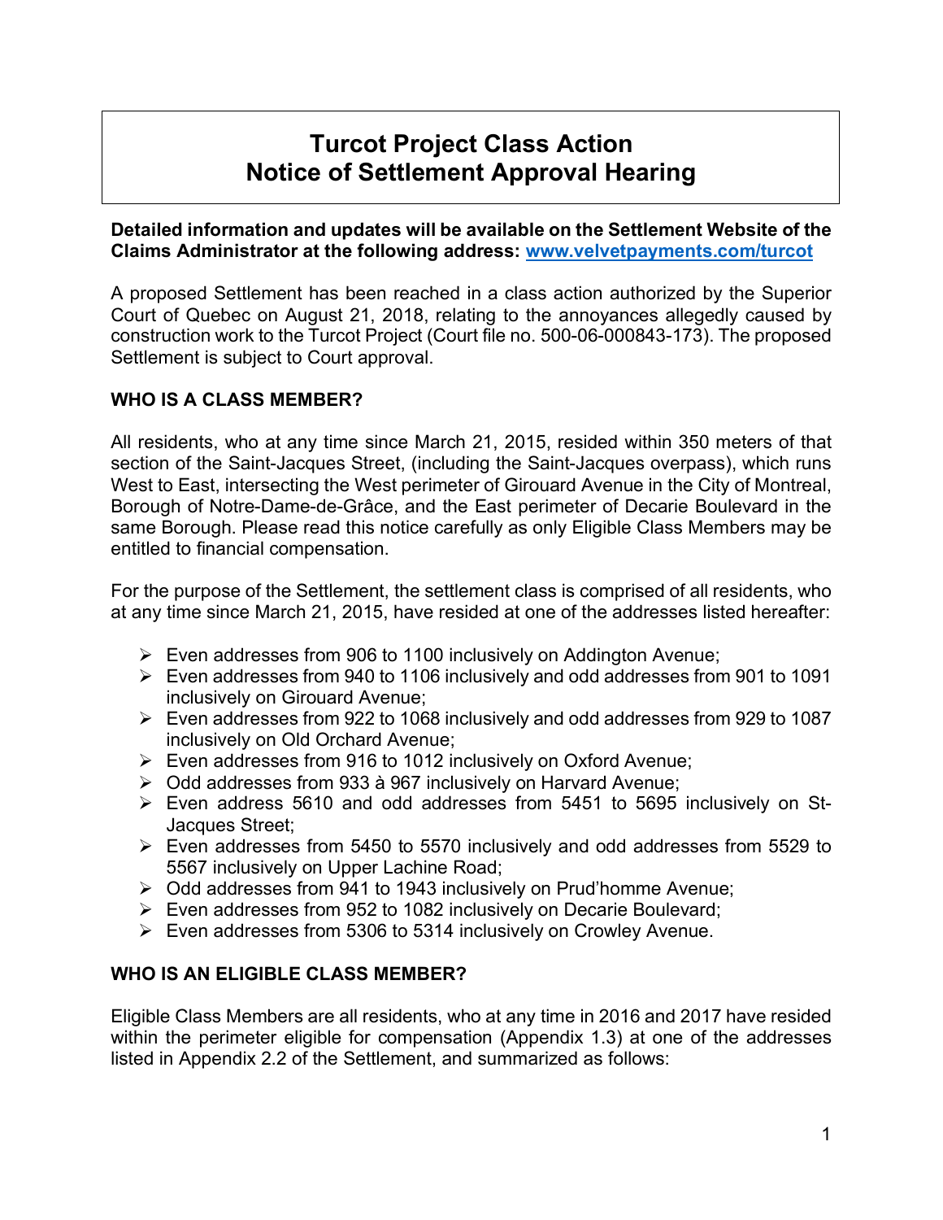# Turcot Project Class Action
# Notice of Settlement Approval Hearing

**Detailed information and updates will be available on the Settlement Website of the Claims Administrator at the following address: [www.velvetpayments.com/turcot](http://www.velvetpayments.com/turcot)**

A proposed Settlement has been reached in a class action authorized by the Superior Court of Quebec on August 21, 2018, relating to the annoyances allegedly caused by construction work to the Turcot Project (Court file no. 500-06-000843-173). The proposed Settlement is subject to Court approval.

## WHO IS A CLASS MEMBER?

All residents, who at any time since March 21, 2015, resided within 350 meters of that section of the Saint-Jacques Street, (including the Saint-Jacques overpass), which runs West to East, intersecting the West perimeter of Girouard Avenue in the City of Montreal, Borough of Notre-Dame-de-Grâce, and the East perimeter of Decarie Boulevard in the same Borough. Please read this notice carefully as only Eligible Class Members may be entitled to financial compensation.

For the purpose of the Settlement, the settlement class is comprised of all residents, who at any time since March 21, 2015, have resided at one of the addresses listed hereafter:

- Even addresses from 906 to 1100 inclusively on Addington Avenue;
- Even addresses from 940 to 1106 inclusively and odd addresses from 901 to 1091 inclusively on Girouard Avenue;
- Even addresses from 922 to 1068 inclusively and odd addresses from 929 to 1087 inclusively on Old Orchard Avenue;
- Even addresses from 916 to 1012 inclusively on Oxford Avenue;
- Odd addresses from 933 à 967 inclusively on Harvard Avenue;
- Even address 5610 and odd addresses from 5451 to 5695 inclusively on St-Jacques Street;
- Even addresses from 5450 to 5570 inclusively and odd addresses from 5529 to 5567 inclusively on Upper Lachine Road;
- Odd addresses from 941 to 1943 inclusively on Prud'homme Avenue;
- Even addresses from 952 to 1082 inclusively on Decarie Boulevard;
- Even addresses from 5306 to 5314 inclusively on Crowley Avenue.

## WHO IS AN ELIGIBLE CLASS MEMBER?

Eligible Class Members are all residents, who at any time in 2016 and 2017 have resided within the perimeter eligible for compensation (Appendix 1.3) at one of the addresses listed in Appendix 2.2 of the Settlement, and summarized as follows: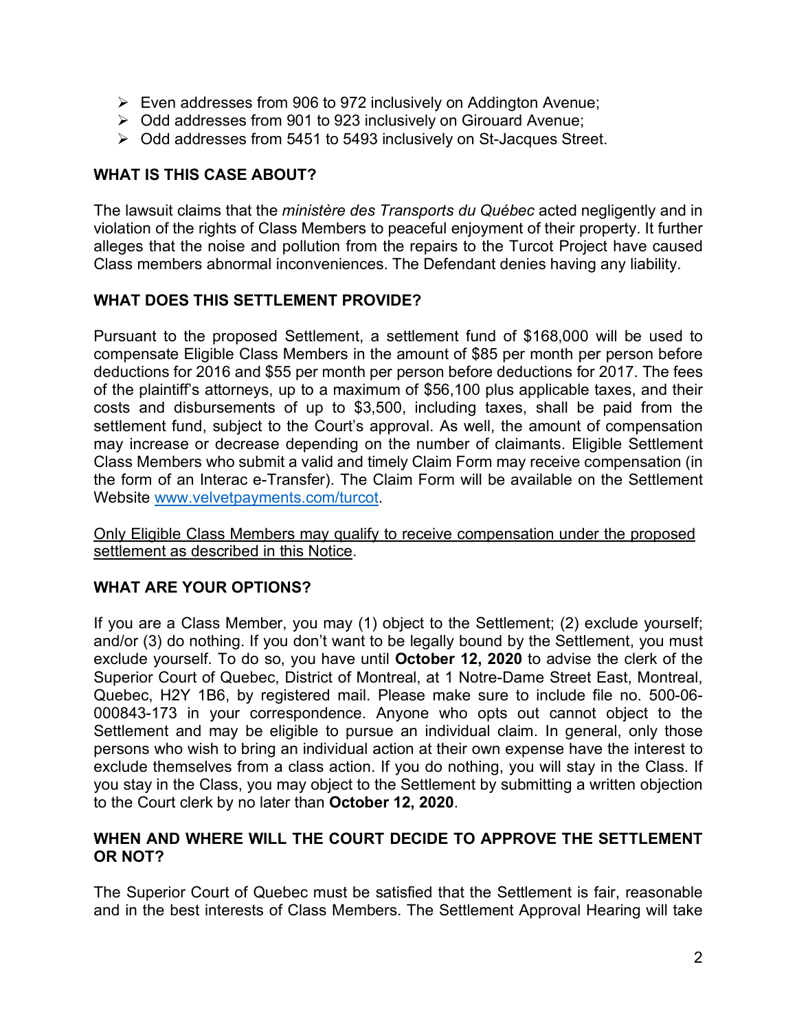- Even addresses from 906 to 972 inclusively on Addington Avenue;
- Odd addresses from 901 to 923 inclusively on Girouard Avenue;
- Odd addresses from 5451 to 5493 inclusively on St-Jacques Street.

## WHAT IS THIS CASE ABOUT?

The lawsuit claims that the *ministère des Transports du Québec* acted negligently and in violation of the rights of Class Members to peaceful enjoyment of their property. It further alleges that the noise and pollution from the repairs to the Turcot Project have caused Class members abnormal inconveniences. The Defendant denies having any liability.

## WHAT DOES THIS SETTLEMENT PROVIDE?

Pursuant to the proposed Settlement, a settlement fund of $168,000 will be used to compensate Eligible Class Members in the amount of $85 per month per person before deductions for 2016 and $55 per month per person before deductions for 2017. The fees of the plaintiff's attorneys, up to a maximum of $56,100 plus applicable taxes, and their costs and disbursements of up to $3,500, including taxes, shall be paid from the settlement fund, subject to the Court's approval. As well, the amount of compensation may increase or decrease depending on the number of claimants. Eligible Settlement Class Members who submit a valid and timely Claim Form may receive compensation (in the form of an Interac e-Transfer). The Claim Form will be available on the Settlement Website [www.velvetpayments.com/turcot](www.velvetpayments.com/turcot).

<u>Only Eligible Class Members may qualify to receive compensation under the proposed settlement as described in this Notice</u>.

## WHAT ARE YOUR OPTIONS?

If you are a Class Member, you may (1) object to the Settlement; (2) exclude yourself; and/or (3) do nothing. If you don't want to be legally bound by the Settlement, you must exclude yourself. To do so, you have until **October 12, 2020** to advise the clerk of the Superior Court of Quebec, District of Montreal, at 1 Notre-Dame Street East, Montreal, Quebec, H2Y 1B6, by registered mail. Please make sure to include file no. 500-06-000843-173 in your correspondence. Anyone who opts out cannot object to the Settlement and may be eligible to pursue an individual claim. In general, only those persons who wish to bring an individual action at their own expense have the interest to exclude themselves from a class action. If you do nothing, you will stay in the Class. If you stay in the Class, you may object to the Settlement by submitting a written objection to the Court clerk by no later than **October 12, 2020**.

## WHEN AND WHERE WILL THE COURT DECIDE TO APPROVE THE SETTLEMENT OR NOT?

The Superior Court of Quebec must be satisfied that the Settlement is fair, reasonable and in the best interests of Class Members. The Settlement Approval Hearing will take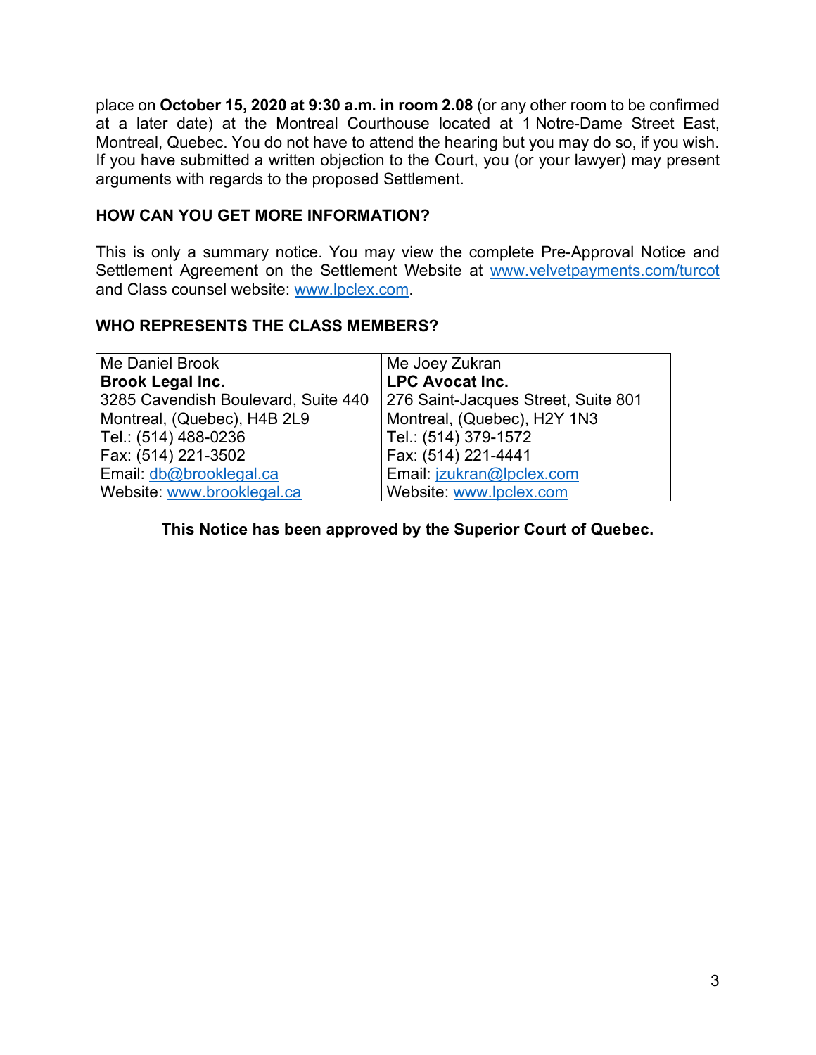place on **October 15, 2020 at 9:30 a.m. in room 2.08** (or any other room to be confirmed at a later date) at the Montreal Courthouse located at 1 Notre-Dame Street East, Montreal, Quebec. You do not have to attend the hearing but you may do so, if you wish. If you have submitted a written objection to the Court, you (or your lawyer) may present arguments with regards to the proposed Settlement.

## HOW CAN YOU GET MORE INFORMATION?

This is only a summary notice. You may view the complete Pre-Approval Notice and Settlement Agreement on the Settlement Website at www.velvetpayments.com/turcot and Class counsel website: www.lpclex.com.

## WHO REPRESENTS THE CLASS MEMBERS?

| | |
|---|---|
| Me Daniel Brook<br>**Brook Legal Inc.**<br>3285 Cavendish Boulevard, Suite 440<br>Montreal, (Quebec), H4B 2L9<br>Tel.: (514) 488-0236<br>Fax: (514) 221-3502<br>Email: db@brooklegal.ca<br>Website: www.brooklegal.ca | Me Joey Zukran<br>**LPC Avocat Inc.**<br>276 Saint-Jacques Street, Suite 801<br>Montreal, (Quebec), H2Y 1N3<br>Tel.: (514) 379-1572<br>Fax: (514) 221-4441<br>Email: jzukran@lpclex.com<br>Website: www.lpclex.com |

**This Notice has been approved by the Superior Court of Quebec.**